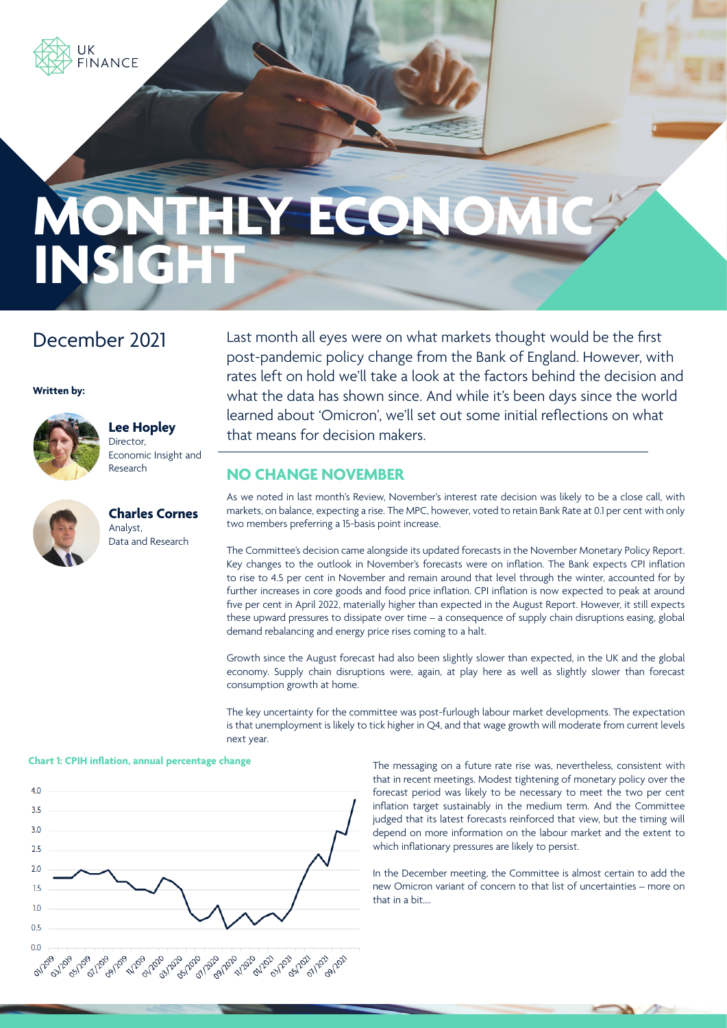# MONTHLY ECONOMIC INSIGHT

## December 2021

**Written by:**

**Lee Hopley**
Director,
Economic Insight and Research

**Charles Cornes**
Analyst,
Data and Research

Last month all eyes were on what markets thought would be the first post-pandemic policy change from the Bank of England. However, with rates left on hold we'll take a look at the factors behind the decision and what the data has shown since. And while it's been days since the world learned about 'Omicron', we'll set out some initial reflections on what that means for decision makers.

## NO CHANGE NOVEMBER

As we noted in last month's Review, November's interest rate decision was likely to be a close call, with markets, on balance, expecting a rise. The MPC, however, voted to retain Bank Rate at 0.1 per cent with only two members preferring a 15-basis point increase.

The Committee's decision came alongside its updated forecasts in the November Monetary Policy Report. Key changes to the outlook in November's forecasts were on inflation. The Bank expects CPI inflation to rise to 4.5 per cent in November and remain around that level through the winter, accounted for by further increases in core goods and food price inflation. CPI inflation is now expected to peak at around five per cent in April 2022, materially higher than expected in the August Report. However, it still expects these upward pressures to dissipate over time – a consequence of supply chain disruptions easing, global demand rebalancing and energy price rises coming to a halt.

Growth since the August forecast had also been slightly slower than expected, in the UK and the global economy. Supply chain disruptions were, again, at play here as well as slightly slower than forecast consumption growth at home.

The key uncertainty for the committee was post-furlough labour market developments. The expectation is that unemployment is likely to tick higher in Q4, and that wage growth will moderate from current levels next year.

**Chart 1: CPIH inflation, annual percentage change**

The messaging on a future rate rise was, nevertheless, consistent with that in recent meetings. Modest tightening of monetary policy over the forecast period was likely to be necessary to meet the two per cent inflation target sustainably in the medium term. And the Committee judged that its latest forecasts reinforced that view, but the timing will depend on more information on the labour market and the extent to which inflationary pressures are likely to persist.

In the December meeting, the Committee is almost certain to add the new Omicron variant of concern to that list of uncertainties – more on that in a bit....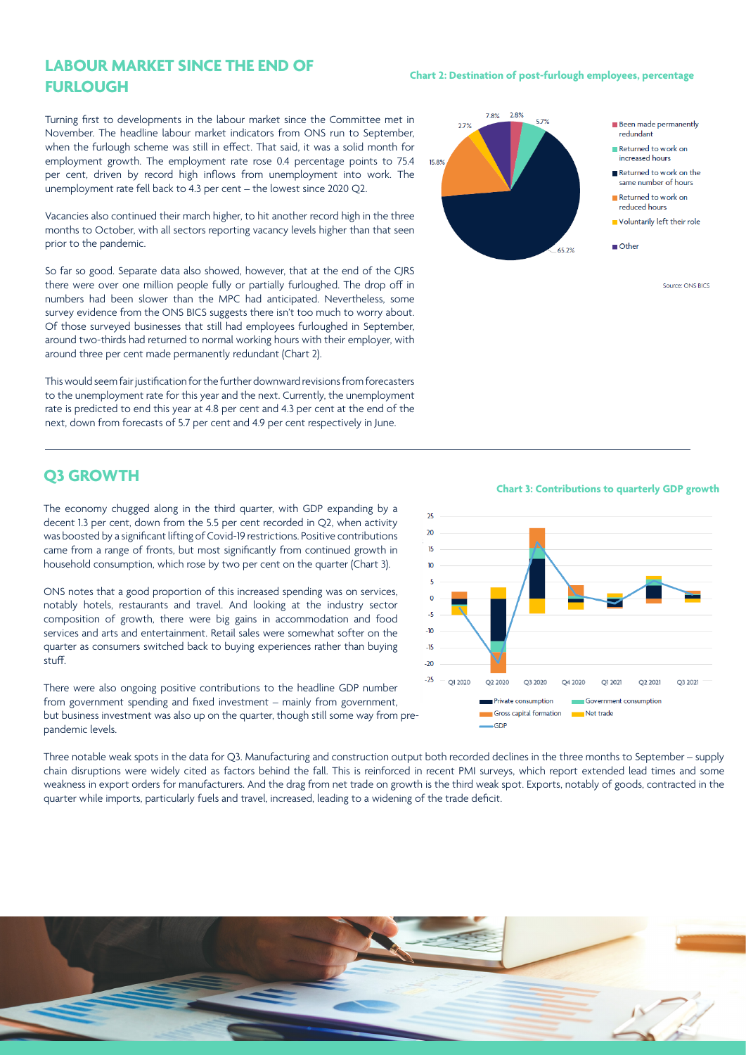## LABOUR MARKET SINCE THE END OF FURLOUGH

Turning first to developments in the labour market since the Committee met in November. The headline labour market indicators from ONS run to September, when the furlough scheme was still in effect. That said, it was a solid month for employment growth. The employment rate rose 0.4 percentage points to 75.4 per cent, driven by record high inflows from unemployment into work. The unemployment rate fell back to 4.3 per cent – the lowest since 2020 Q2.

Vacancies also continued their march higher, to hit another record high in the three months to October, with all sectors reporting vacancy levels higher than that seen prior to the pandemic.

So far so good. Separate data also showed, however, that at the end of the CJRS there were over one million people fully or partially furloughed. The drop off in numbers had been slower than the MPC had anticipated. Nevertheless, some survey evidence from the ONS BICS suggests there isn't too much to worry about. Of those surveyed businesses that still had employees furloughed in September, around two-thirds had returned to normal working hours with their employer, with around three per cent made permanently redundant (Chart 2).

This would seem fair justification for the further downward revisions from forecasters to the unemployment rate for this year and the next. Currently, the unemployment rate is predicted to end this year at 4.8 per cent and 4.3 per cent at the end of the next, down from forecasts of 5.7 per cent and 4.9 per cent respectively in June.

**Chart 2: Destination of post-furlough employees, percentage**

| Destination | Percentage |
|---|---|
| Been made permanently redundant | 2.8% |
| Returned to work on increased hours | 5.7% |
| Returned to work on the same number of hours | 65.2% |
| Returned to work on reduced hours | 15.8% |
| Voluntarily left their role | 2.7% |
| Other | 7.8% |

Source: ONS BICS

## Q3 GROWTH

The economy chugged along in the third quarter, with GDP expanding by a decent 1.3 per cent, down from the 5.5 per cent recorded in Q2, when activity was boosted by a significant lifting of Covid-19 restrictions. Positive contributions came from a range of fronts, but most significantly from continued growth in household consumption, which rose by two per cent on the quarter (Chart 3).

ONS notes that a good proportion of this increased spending was on services, notably hotels, restaurants and travel. And looking at the industry sector composition of growth, there were big gains in accommodation and food services and arts and entertainment. Retail sales were somewhat softer on the quarter as consumers switched back to buying experiences rather than buying stuff.

There were also ongoing positive contributions to the headline GDP number from government spending and fixed investment – mainly from government, but business investment was also up on the quarter, though still some way from pre-pandemic levels.

**Chart 3: Contributions to quarterly GDP growth**

Legend: Private consumption, Government consumption, Gross capital formation, Net trade, GDP. Quarters shown: Q1 2020 to Q3 2021.

Three notable weak spots in the data for Q3. Manufacturing and construction output both recorded declines in the three months to September – supply chain disruptions were widely cited as factors behind the fall. This is reinforced in recent PMI surveys, which report extended lead times and some weakness in export orders for manufacturers. And the drag from net trade on growth is the third weak spot. Exports, notably of goods, contracted in the quarter while imports, particularly fuels and travel, increased, leading to a widening of the trade deficit.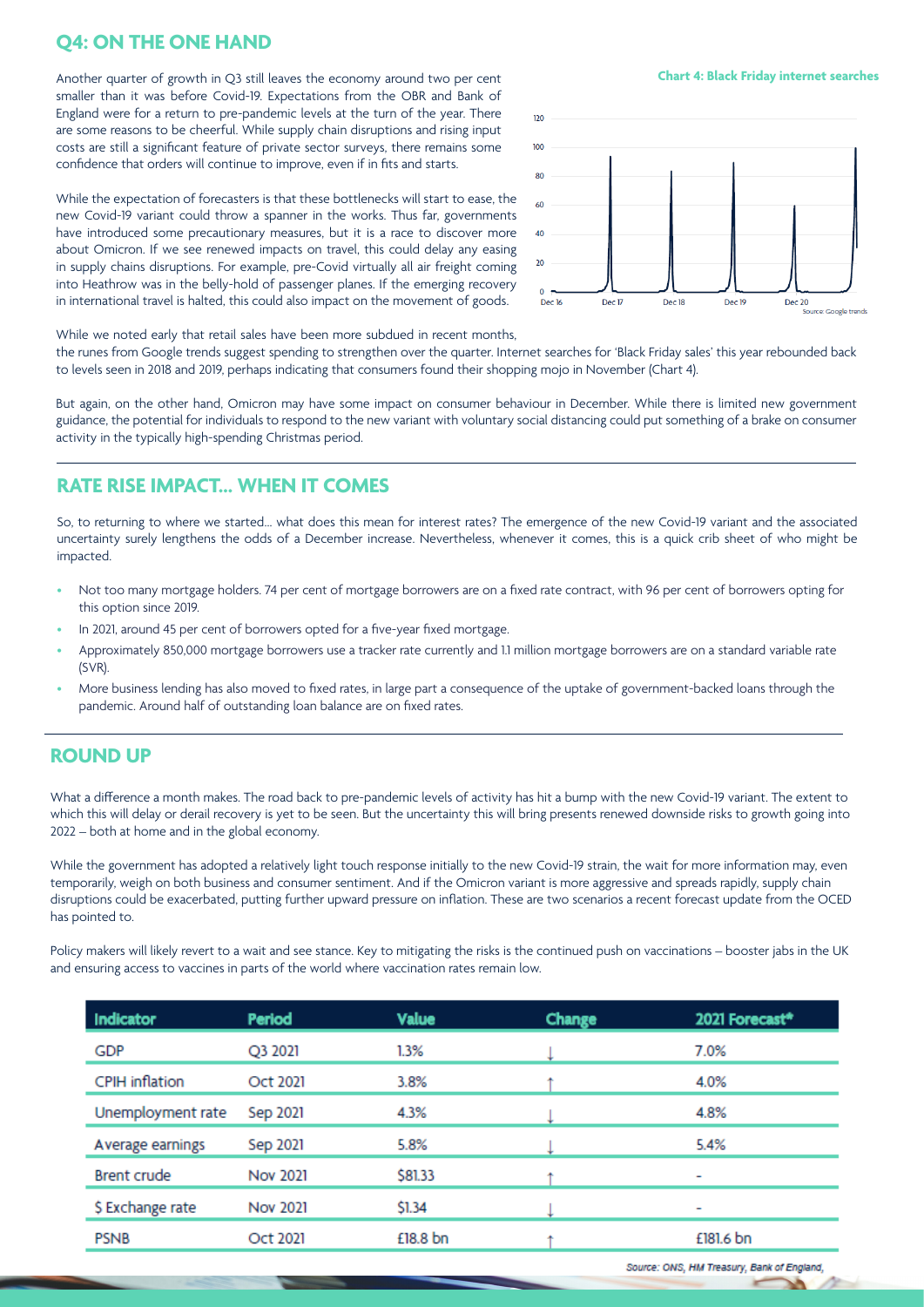## Q4: ON THE ONE HAND

Another quarter of growth in Q3 still leaves the economy around two per cent smaller than it was before Covid-19. Expectations from the OBR and Bank of England were for a return to pre-pandemic levels at the turn of the year. There are some reasons to be cheerful. While supply chain disruptions and rising input costs are still a significant feature of private sector surveys, there remains some confidence that orders will continue to improve, even if in fits and starts.

While the expectation of forecasters is that these bottlenecks will start to ease, the new Covid-19 variant could throw a spanner in the works. Thus far, governments have introduced some precautionary measures, but it is a race to discover more about Omicron. If we see renewed impacts on travel, this could delay any easing in supply chains disruptions. For example, pre-Covid virtually all air freight coming into Heathrow was in the belly-hold of passenger planes. If the emerging recovery in international travel is halted, this could also impact on the movement of goods.

**Chart 4: Black Friday internet searches**

120
100
80
60
40
20
0
Dec 16
Dec 17
Dec 18
Dec 19
Dec 20
Source: Google trends

While we noted early that retail sales have been more subdued in recent months, the runes from Google trends suggest spending to strengthen over the quarter. Internet searches for 'Black Friday sales' this year rebounded back to levels seen in 2018 and 2019, perhaps indicating that consumers found their shopping mojo in November (Chart 4).

But again, on the other hand, Omicron may have some impact on consumer behaviour in December. While there is limited new government guidance, the potential for individuals to respond to the new variant with voluntary social distancing could put something of a brake on consumer activity in the typically high-spending Christmas period.

## RATE RISE IMPACT... WHEN IT COMES

So, to returning to where we started... what does this mean for interest rates? The emergence of the new Covid-19 variant and the associated uncertainty surely lengthens the odds of a December increase. Nevertheless, whenever it comes, this is a quick crib sheet of who might be impacted.

- Not too many mortgage holders. 74 per cent of mortgage borrowers are on a fixed rate contract, with 96 per cent of borrowers opting for this option since 2019.
- In 2021, around 45 per cent of borrowers opted for a five-year fixed mortgage.
- Approximately 850,000 mortgage borrowers use a tracker rate currently and 1.1 million mortgage borrowers are on a standard variable rate (SVR).
- More business lending has also moved to fixed rates, in large part a consequence of the uptake of government-backed loans through the pandemic. Around half of outstanding loan balance are on fixed rates.

## ROUND UP

What a difference a month makes. The road back to pre-pandemic levels of activity has hit a bump with the new Covid-19 variant. The extent to which this will delay or derail recovery is yet to be seen. But the uncertainty this will bring presents renewed downside risks to growth going into 2022 – both at home and in the global economy.

While the government has adopted a relatively light touch response initially to the new Covid-19 strain, the wait for more information may, even temporarily, weigh on both business and consumer sentiment. And if the Omicron variant is more aggressive and spreads rapidly, supply chain disruptions could be exacerbated, putting further upward pressure on inflation. These are two scenarios a recent forecast update from the OCED has pointed to.

Policy makers will likely revert to a wait and see stance. Key to mitigating the risks is the continued push on vaccinations – booster jabs in the UK and ensuring access to vaccines in parts of the world where vaccination rates remain low.

| Indicator | Period | Value | Change | 2021 Forecast* |
|---|---|---|---|---|
| GDP | Q3 2021 | 1.3% | ↓ | 7.0% |
| CPIH inflation | Oct 2021 | 3.8% | ↑ | 4.0% |
| Unemployment rate | Sep 2021 | 4.3% | ↓ | 4.8% |
| Average earnings | Sep 2021 | 5.8% | ↓ | 5.4% |
| Brent crude | Nov 2021 | $81.33 | ↑ | - |
| $ Exchange rate | Nov 2021 | $1.34 | ↓ | - |
| PSNB | Oct 2021 | £18.8 bn | ↑ | £181.6 bn |

Source: ONS, HM Treasury, Bank of England,